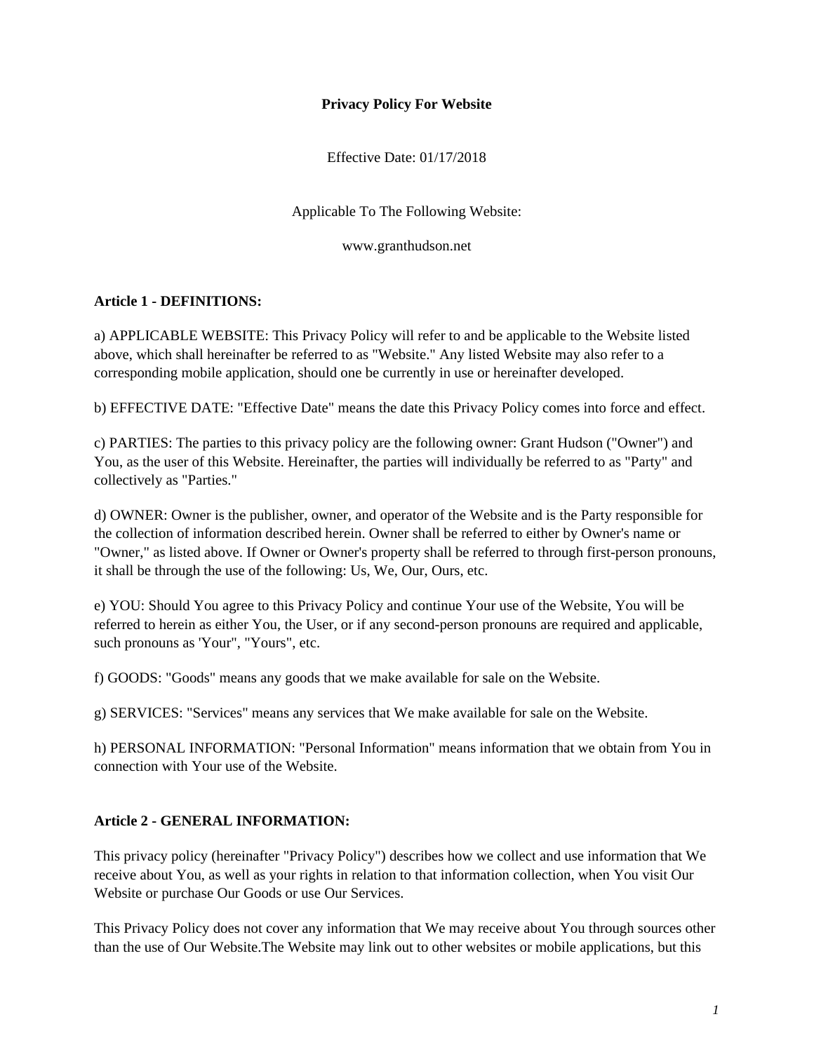# Privacy Policy For Website

Effective Date: 01/17/2018

Applicable To The Following Website:

www.granthudson.net

## Article 1 - DEFINITIONS:

a) APPLICABLE WEBSITE: This Privacy Policy will refer to and be applicable to the Website listed above, which shall hereinafter be referred to as "Website." Any listed Website may also refer to a corresponding mobile application, should one be currently in use or hereinafter developed.

b) EFFECTIVE DATE: "Effective Date" means the date this Privacy Policy comes into force and effect.

c) PARTIES: The parties to this privacy policy are the following owner: Grant Hudson ("Owner") and You, as the user of this Website. Hereinafter, the parties will individually be referred to as "Party" and collectively as "Parties."

d) OWNER: Owner is the publisher, owner, and operator of the Website and is the Party responsible for the collection of information described herein. Owner shall be referred to either by Owner's name or "Owner," as listed above. If Owner or Owner's property shall be referred to through first-person pronouns, it shall be through the use of the following: Us, We, Our, Ours, etc.

e) YOU: Should You agree to this Privacy Policy and continue Your use of the Website, You will be referred to herein as either You, the User, or if any second-person pronouns are required and applicable, such pronouns as 'Your", "Yours", etc.

f) GOODS: "Goods" means any goods that we make available for sale on the Website.

g) SERVICES: "Services" means any services that We make available for sale on the Website.

h) PERSONAL INFORMATION: "Personal Information" means information that we obtain from You in connection with Your use of the Website.

## Article 2 - GENERAL INFORMATION:

This privacy policy (hereinafter "Privacy Policy") describes how we collect and use information that We receive about You, as well as your rights in relation to that information collection, when You visit Our Website or purchase Our Goods or use Our Services.

This Privacy Policy does not cover any information that We may receive about You through sources other than the use of Our Website.The Website may link out to other websites or mobile applications, but this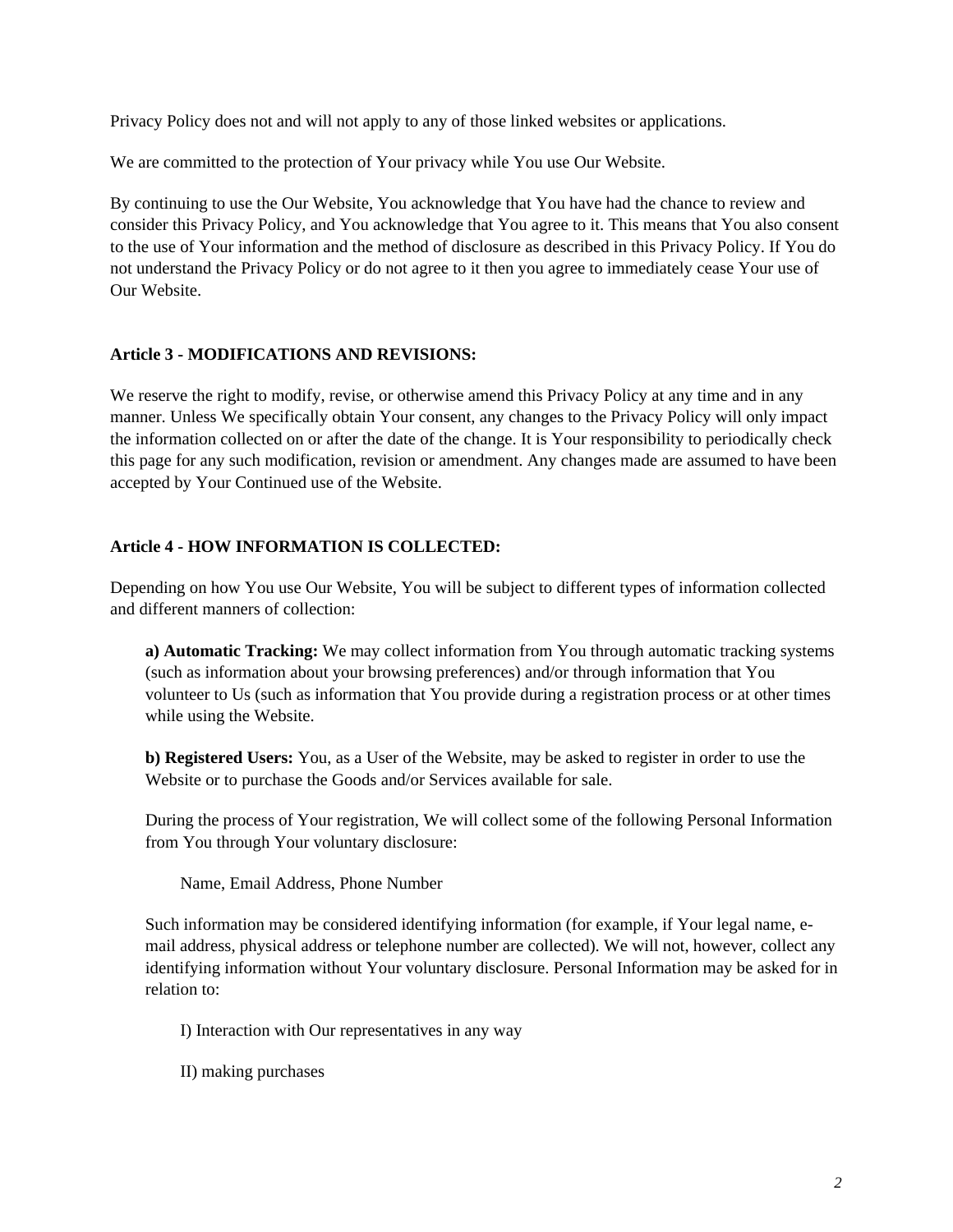Privacy Policy does not and will not apply to any of those linked websites or applications.

We are committed to the protection of Your privacy while You use Our Website.

By continuing to use the Our Website, You acknowledge that You have had the chance to review and consider this Privacy Policy, and You acknowledge that You agree to it. This means that You also consent to the use of Your information and the method of disclosure as described in this Privacy Policy. If You do not understand the Privacy Policy or do not agree to it then you agree to immediately cease Your use of Our Website.

**Article 3 - MODIFICATIONS AND REVISIONS:**

We reserve the right to modify, revise, or otherwise amend this Privacy Policy at any time and in any manner. Unless We specifically obtain Your consent, any changes to the Privacy Policy will only impact the information collected on or after the date of the change. It is Your responsibility to periodically check this page for any such modification, revision or amendment. Any changes made are assumed to have been accepted by Your Continued use of the Website.

**Article 4 - HOW INFORMATION IS COLLECTED:**

Depending on how You use Our Website, You will be subject to different types of information collected and different manners of collection:

> **a) Automatic Tracking:** We may collect information from You through automatic tracking systems (such as information about your browsing preferences) and/or through information that You volunteer to Us (such as information that You provide during a registration process or at other times while using the Website.
>
> **b) Registered Users:** You, as a User of the Website, may be asked to register in order to use the Website or to purchase the Goods and/or Services available for sale.
>
> During the process of Your registration, We will collect some of the following Personal Information from You through Your voluntary disclosure:
>
> > Name, Email Address, Phone Number
>
> Such information may be considered identifying information (for example, if Your legal name, e-mail address, physical address or telephone number are collected). We will not, however, collect any identifying information without Your voluntary disclosure. Personal Information may be asked for in relation to:
>
> > I) Interaction with Our representatives in any way
> >
> > II) making purchases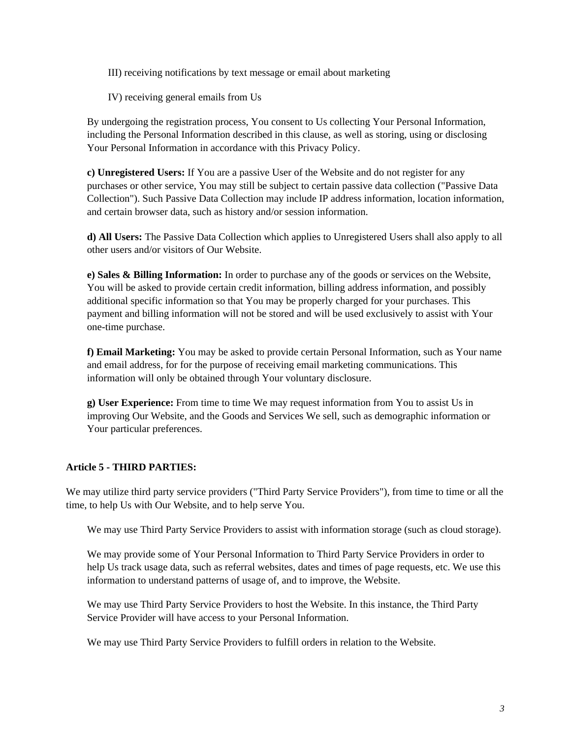III) receiving notifications by text message or email about marketing

IV) receiving general emails from Us

By undergoing the registration process, You consent to Us collecting Your Personal Information, including the Personal Information described in this clause, as well as storing, using or disclosing Your Personal Information in accordance with this Privacy Policy.

**c) Unregistered Users:** If You are a passive User of the Website and do not register for any purchases or other service, You may still be subject to certain passive data collection ("Passive Data Collection"). Such Passive Data Collection may include IP address information, location information, and certain browser data, such as history and/or session information.

**d) All Users:** The Passive Data Collection which applies to Unregistered Users shall also apply to all other users and/or visitors of Our Website.

**e) Sales & Billing Information:** In order to purchase any of the goods or services on the Website, You will be asked to provide certain credit information, billing address information, and possibly additional specific information so that You may be properly charged for your purchases. This payment and billing information will not be stored and will be used exclusively to assist with Your one-time purchase.

**f) Email Marketing:** You may be asked to provide certain Personal Information, such as Your name and email address, for for the purpose of receiving email marketing communications. This information will only be obtained through Your voluntary disclosure.

**g) User Experience:** From time to time We may request information from You to assist Us in improving Our Website, and the Goods and Services We sell, such as demographic information or Your particular preferences.

**Article 5 - THIRD PARTIES:**

We may utilize third party service providers ("Third Party Service Providers"), from time to time or all the time, to help Us with Our Website, and to help serve You.

We may use Third Party Service Providers to assist with information storage (such as cloud storage).

We may provide some of Your Personal Information to Third Party Service Providers in order to help Us track usage data, such as referral websites, dates and times of page requests, etc. We use this information to understand patterns of usage of, and to improve, the Website.

We may use Third Party Service Providers to host the Website. In this instance, the Third Party Service Provider will have access to your Personal Information.

We may use Third Party Service Providers to fulfill orders in relation to the Website.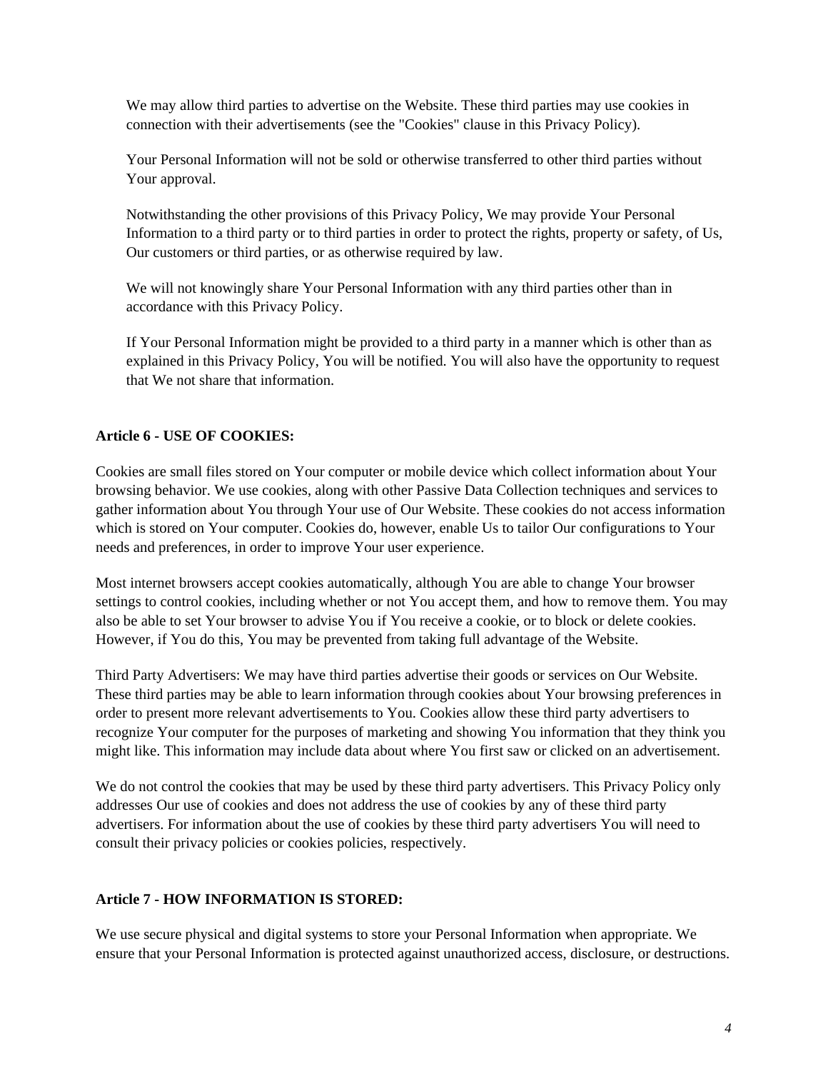We may allow third parties to advertise on the Website. These third parties may use cookies in connection with their advertisements (see the "Cookies" clause in this Privacy Policy).

Your Personal Information will not be sold or otherwise transferred to other third parties without Your approval.

Notwithstanding the other provisions of this Privacy Policy, We may provide Your Personal Information to a third party or to third parties in order to protect the rights, property or safety, of Us, Our customers or third parties, or as otherwise required by law.

We will not knowingly share Your Personal Information with any third parties other than in accordance with this Privacy Policy.

If Your Personal Information might be provided to a third party in a manner which is other than as explained in this Privacy Policy, You will be notified. You will also have the opportunity to request that We not share that information.

**Article 6 - USE OF COOKIES:**

Cookies are small files stored on Your computer or mobile device which collect information about Your browsing behavior. We use cookies, along with other Passive Data Collection techniques and services to gather information about You through Your use of Our Website. These cookies do not access information which is stored on Your computer. Cookies do, however, enable Us to tailor Our configurations to Your needs and preferences, in order to improve Your user experience.

Most internet browsers accept cookies automatically, although You are able to change Your browser settings to control cookies, including whether or not You accept them, and how to remove them. You may also be able to set Your browser to advise You if You receive a cookie, or to block or delete cookies. However, if You do this, You may be prevented from taking full advantage of the Website.

Third Party Advertisers: We may have third parties advertise their goods or services on Our Website. These third parties may be able to learn information through cookies about Your browsing preferences in order to present more relevant advertisements to You. Cookies allow these third party advertisers to recognize Your computer for the purposes of marketing and showing You information that they think you might like. This information may include data about where You first saw or clicked on an advertisement.

We do not control the cookies that may be used by these third party advertisers. This Privacy Policy only addresses Our use of cookies and does not address the use of cookies by any of these third party advertisers. For information about the use of cookies by these third party advertisers You will need to consult their privacy policies or cookies policies, respectively.

**Article 7 - HOW INFORMATION IS STORED:**

We use secure physical and digital systems to store your Personal Information when appropriate. We ensure that your Personal Information is protected against unauthorized access, disclosure, or destructions.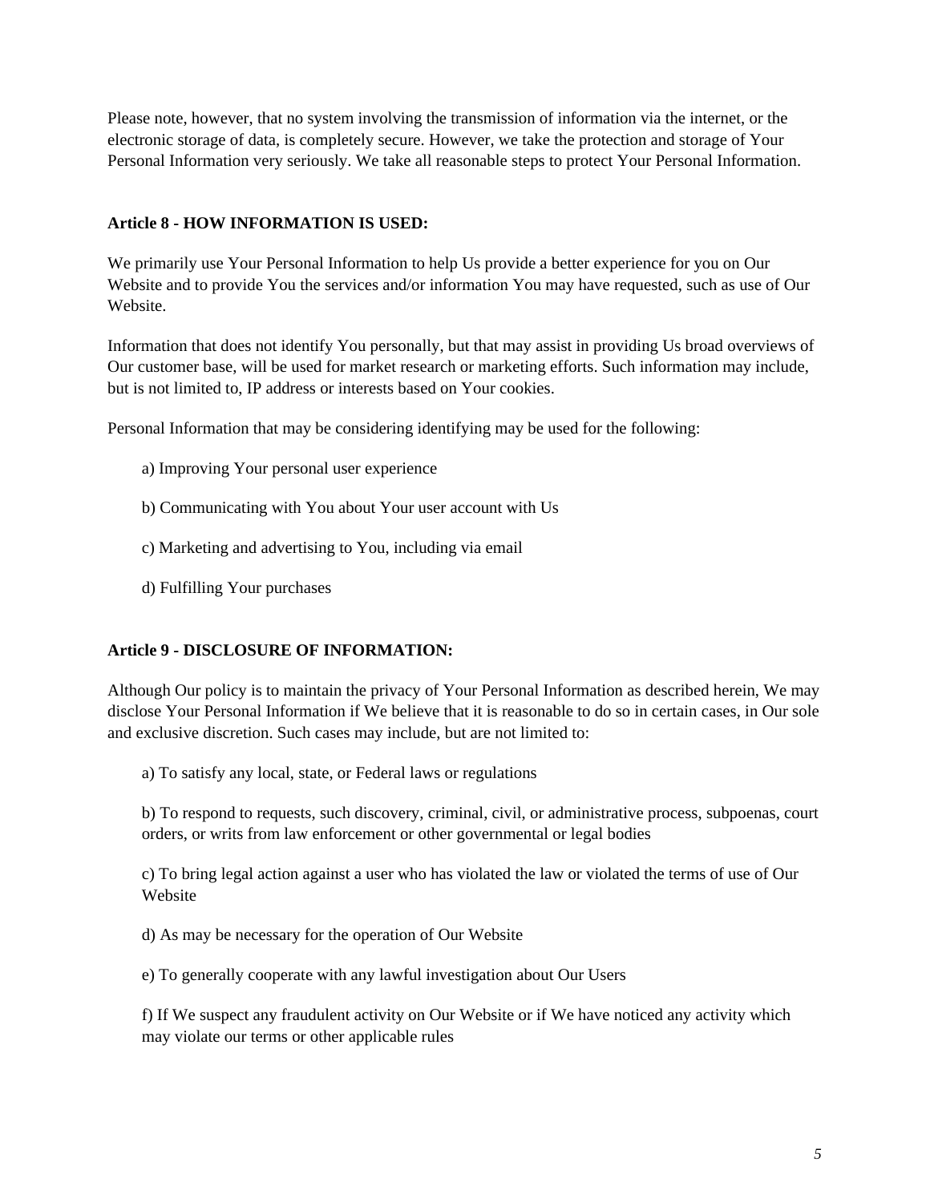Please note, however, that no system involving the transmission of information via the internet, or the electronic storage of data, is completely secure. However, we take the protection and storage of Your Personal Information very seriously. We take all reasonable steps to protect Your Personal Information.

**Article 8 - HOW INFORMATION IS USED:**

We primarily use Your Personal Information to help Us provide a better experience for you on Our Website and to provide You the services and/or information You may have requested, such as use of Our Website.

Information that does not identify You personally, but that may assist in providing Us broad overviews of Our customer base, will be used for market research or marketing efforts. Such information may include, but is not limited to, IP address or interests based on Your cookies.

Personal Information that may be considering identifying may be used for the following:

a) Improving Your personal user experience

b) Communicating with You about Your user account with Us

c) Marketing and advertising to You, including via email

d) Fulfilling Your purchases

**Article 9 - DISCLOSURE OF INFORMATION:**

Although Our policy is to maintain the privacy of Your Personal Information as described herein, We may disclose Your Personal Information if We believe that it is reasonable to do so in certain cases, in Our sole and exclusive discretion. Such cases may include, but are not limited to:

a) To satisfy any local, state, or Federal laws or regulations

b) To respond to requests, such discovery, criminal, civil, or administrative process, subpoenas, court orders, or writs from law enforcement or other governmental or legal bodies

c) To bring legal action against a user who has violated the law or violated the terms of use of Our Website

d) As may be necessary for the operation of Our Website

e) To generally cooperate with any lawful investigation about Our Users

f) If We suspect any fraudulent activity on Our Website or if We have noticed any activity which may violate our terms or other applicable rules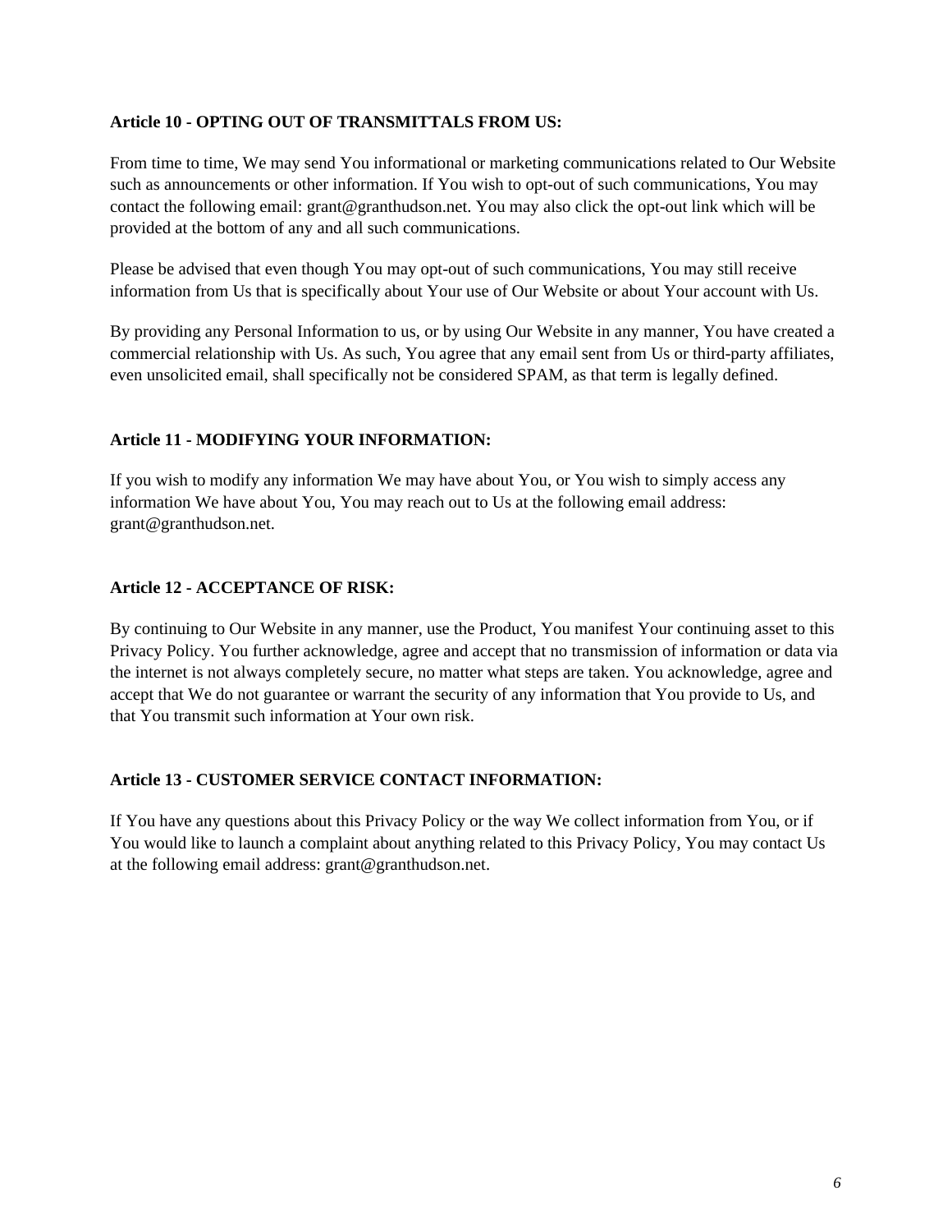**Article 10 - OPTING OUT OF TRANSMITTALS FROM US:**

From time to time, We may send You informational or marketing communications related to Our Website such as announcements or other information. If You wish to opt-out of such communications, You may contact the following email: grant@granthudson.net. You may also click the opt-out link which will be provided at the bottom of any and all such communications.

Please be advised that even though You may opt-out of such communications, You may still receive information from Us that is specifically about Your use of Our Website or about Your account with Us.

By providing any Personal Information to us, or by using Our Website in any manner, You have created a commercial relationship with Us. As such, You agree that any email sent from Us or third-party affiliates, even unsolicited email, shall specifically not be considered SPAM, as that term is legally defined.

**Article 11 - MODIFYING YOUR INFORMATION:**

If you wish to modify any information We may have about You, or You wish to simply access any information We have about You, You may reach out to Us at the following email address: grant@granthudson.net.

**Article 12 - ACCEPTANCE OF RISK:**

By continuing to Our Website in any manner, use the Product, You manifest Your continuing asset to this Privacy Policy. You further acknowledge, agree and accept that no transmission of information or data via the internet is not always completely secure, no matter what steps are taken. You acknowledge, agree and accept that We do not guarantee or warrant the security of any information that You provide to Us, and that You transmit such information at Your own risk.

**Article 13 - CUSTOMER SERVICE CONTACT INFORMATION:**

If You have any questions about this Privacy Policy or the way We collect information from You, or if You would like to launch a complaint about anything related to this Privacy Policy, You may contact Us at the following email address: grant@granthudson.net.